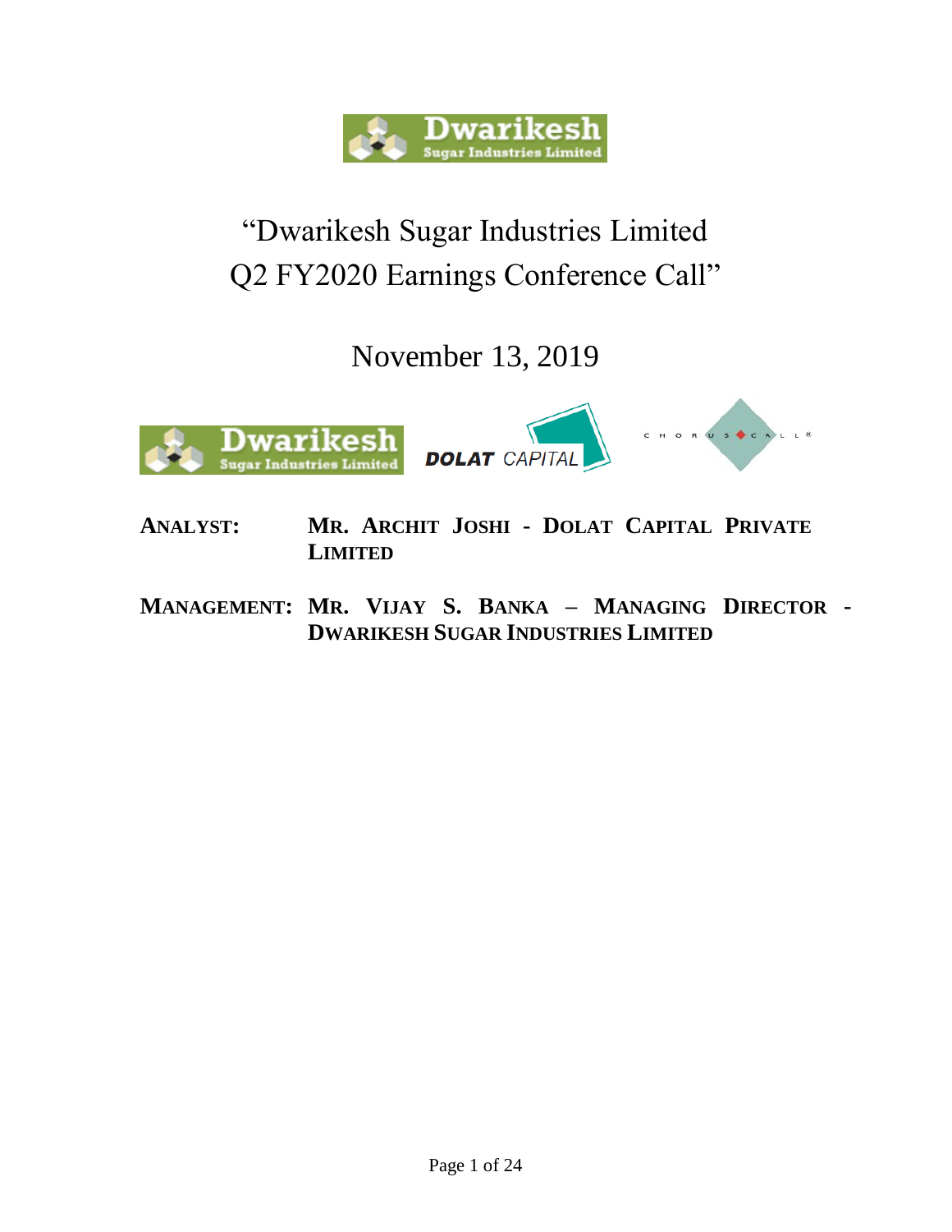# "Dwarikesh Sugar Industries Limited Q2 FY2020 Earnings Conference Call"

November 13, 2019

**ANALYST:** **MR. ARCHIT JOSHI - DOLAT CAPITAL PRIVATE LIMITED**

**MANAGEMENT:** **MR. VIJAY S. BANKA – MANAGING DIRECTOR - DWARIKESH SUGAR INDUSTRIES LIMITED**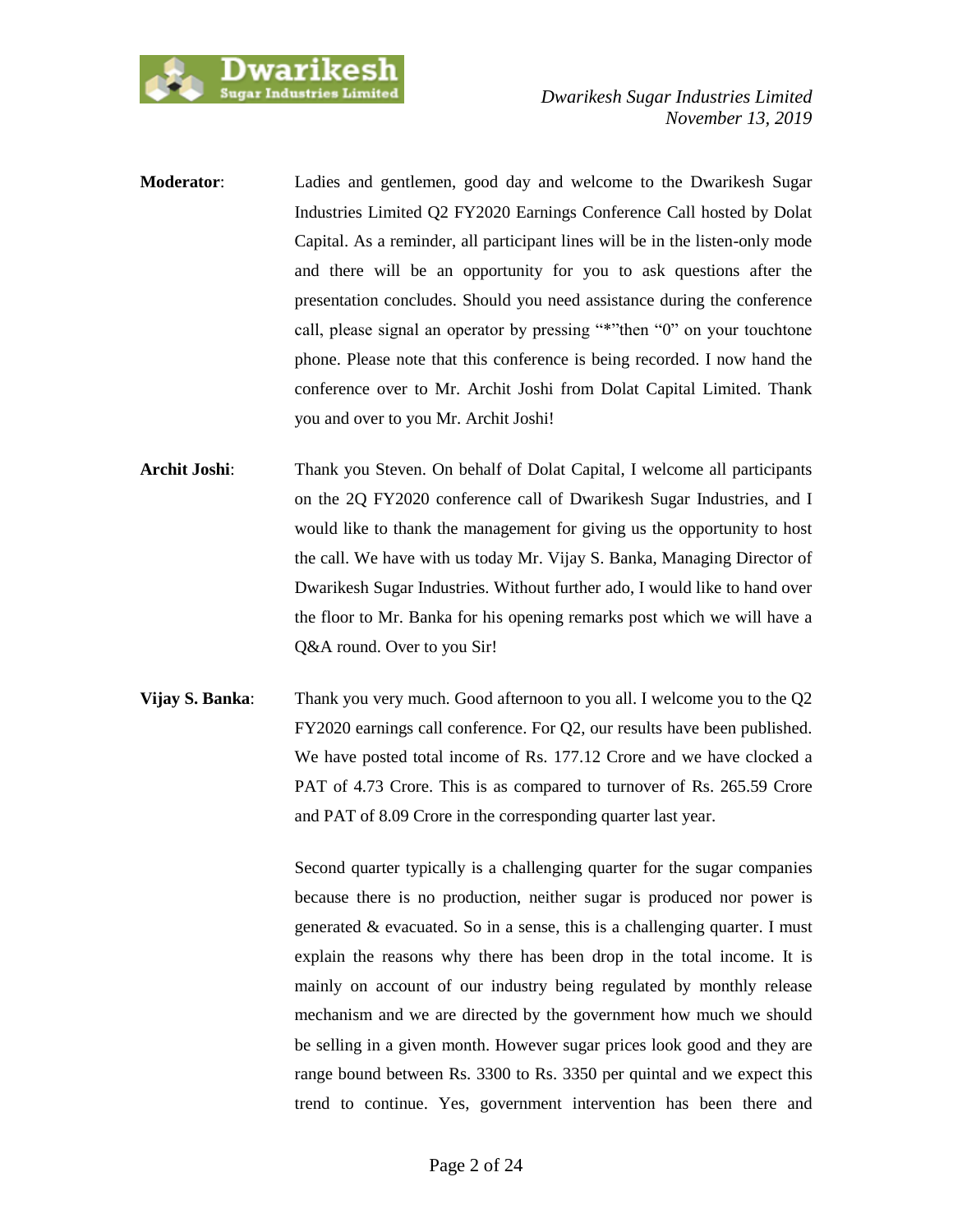**Moderator**: Ladies and gentlemen, good day and welcome to the Dwarikesh Sugar Industries Limited Q2 FY2020 Earnings Conference Call hosted by Dolat Capital. As a reminder, all participant lines will be in the listen-only mode and there will be an opportunity for you to ask questions after the presentation concludes. Should you need assistance during the conference call, please signal an operator by pressing "*"then "0" on your touchtone phone. Please note that this conference is being recorded. I now hand the conference over to Mr. Archit Joshi from Dolat Capital Limited. Thank you and over to you Mr. Archit Joshi!

**Archit Joshi**: Thank you Steven. On behalf of Dolat Capital, I welcome all participants on the 2Q FY2020 conference call of Dwarikesh Sugar Industries, and I would like to thank the management for giving us the opportunity to host the call. We have with us today Mr. Vijay S. Banka, Managing Director of Dwarikesh Sugar Industries. Without further ado, I would like to hand over the floor to Mr. Banka for his opening remarks post which we will have a Q&A round. Over to you Sir!

**Vijay S. Banka**: Thank you very much. Good afternoon to you all. I welcome you to the Q2 FY2020 earnings call conference. For Q2, our results have been published. We have posted total income of Rs. 177.12 Crore and we have clocked a PAT of 4.73 Crore. This is as compared to turnover of Rs. 265.59 Crore and PAT of 8.09 Crore in the corresponding quarter last year.

Second quarter typically is a challenging quarter for the sugar companies because there is no production, neither sugar is produced nor power is generated & evacuated. So in a sense, this is a challenging quarter. I must explain the reasons why there has been drop in the total income. It is mainly on account of our industry being regulated by monthly release mechanism and we are directed by the government how much we should be selling in a given month. However sugar prices look good and they are range bound between Rs. 3300 to Rs. 3350 per quintal and we expect this trend to continue. Yes, government intervention has been there and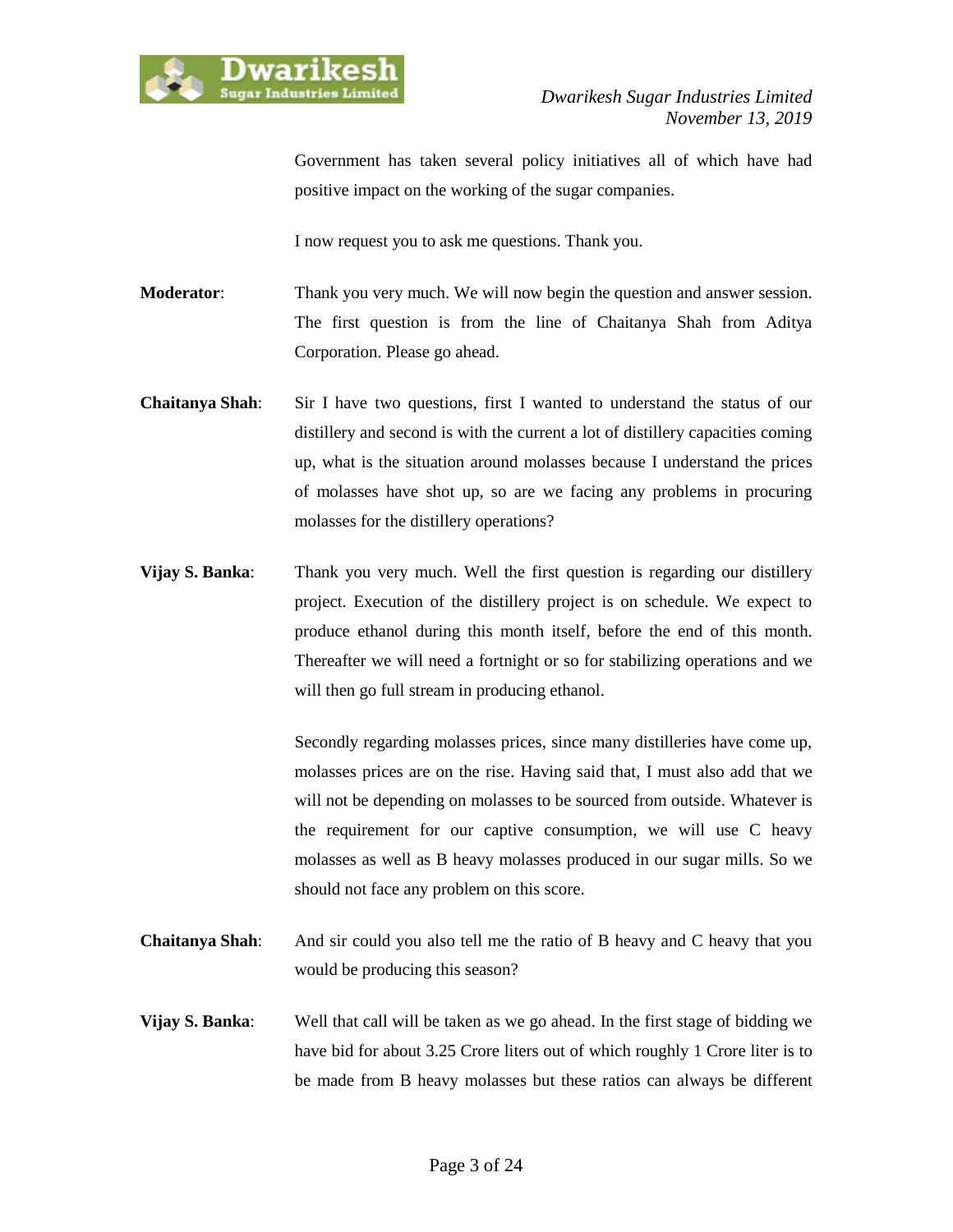Government has taken several policy initiatives all of which have had positive impact on the working of the sugar companies.

I now request you to ask me questions. Thank you.

**Moderator**: Thank you very much. We will now begin the question and answer session. The first question is from the line of Chaitanya Shah from Aditya Corporation. Please go ahead.

**Chaitanya Shah**: Sir I have two questions, first I wanted to understand the status of our distillery and second is with the current a lot of distillery capacities coming up, what is the situation around molasses because I understand the prices of molasses have shot up, so are we facing any problems in procuring molasses for the distillery operations?

**Vijay S. Banka**: Thank you very much. Well the first question is regarding our distillery project. Execution of the distillery project is on schedule. We expect to produce ethanol during this month itself, before the end of this month. Thereafter we will need a fortnight or so for stabilizing operations and we will then go full stream in producing ethanol.

Secondly regarding molasses prices, since many distilleries have come up, molasses prices are on the rise. Having said that, I must also add that we will not be depending on molasses to be sourced from outside. Whatever is the requirement for our captive consumption, we will use C heavy molasses as well as B heavy molasses produced in our sugar mills. So we should not face any problem on this score.

**Chaitanya Shah**: And sir could you also tell me the ratio of B heavy and C heavy that you would be producing this season?

**Vijay S. Banka**: Well that call will be taken as we go ahead. In the first stage of bidding we have bid for about 3.25 Crore liters out of which roughly 1 Crore liter is to be made from B heavy molasses but these ratios can always be different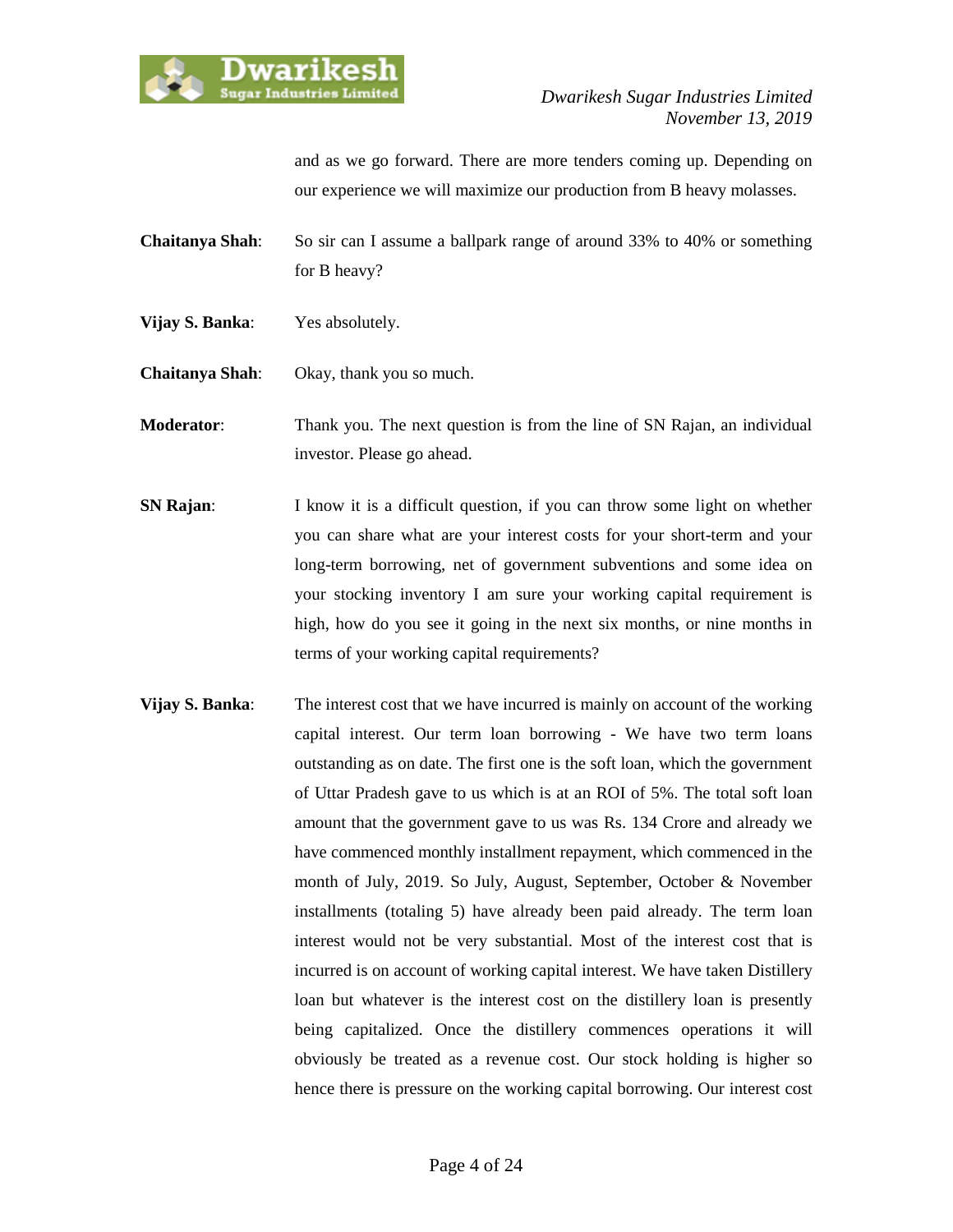and as we go forward. There are more tenders coming up. Depending on our experience we will maximize our production from B heavy molasses.

**Chaitanya Shah**: So sir can I assume a ballpark range of around 33% to 40% or something for B heavy?

**Vijay S. Banka**: Yes absolutely.

**Chaitanya Shah**: Okay, thank you so much.

**Moderator**: Thank you. The next question is from the line of SN Rajan, an individual investor. Please go ahead.

**SN Rajan**: I know it is a difficult question, if you can throw some light on whether you can share what are your interest costs for your short-term and your long-term borrowing, net of government subventions and some idea on your stocking inventory I am sure your working capital requirement is high, how do you see it going in the next six months, or nine months in terms of your working capital requirements?

**Vijay S. Banka**: The interest cost that we have incurred is mainly on account of the working capital interest. Our term loan borrowing - We have two term loans outstanding as on date. The first one is the soft loan, which the government of Uttar Pradesh gave to us which is at an ROI of 5%. The total soft loan amount that the government gave to us was Rs. 134 Crore and already we have commenced monthly installment repayment, which commenced in the month of July, 2019. So July, August, September, October & November installments (totaling 5) have already been paid already. The term loan interest would not be very substantial. Most of the interest cost that is incurred is on account of working capital interest. We have taken Distillery loan but whatever is the interest cost on the distillery loan is presently being capitalized. Once the distillery commences operations it will obviously be treated as a revenue cost. Our stock holding is higher so hence there is pressure on the working capital borrowing. Our interest cost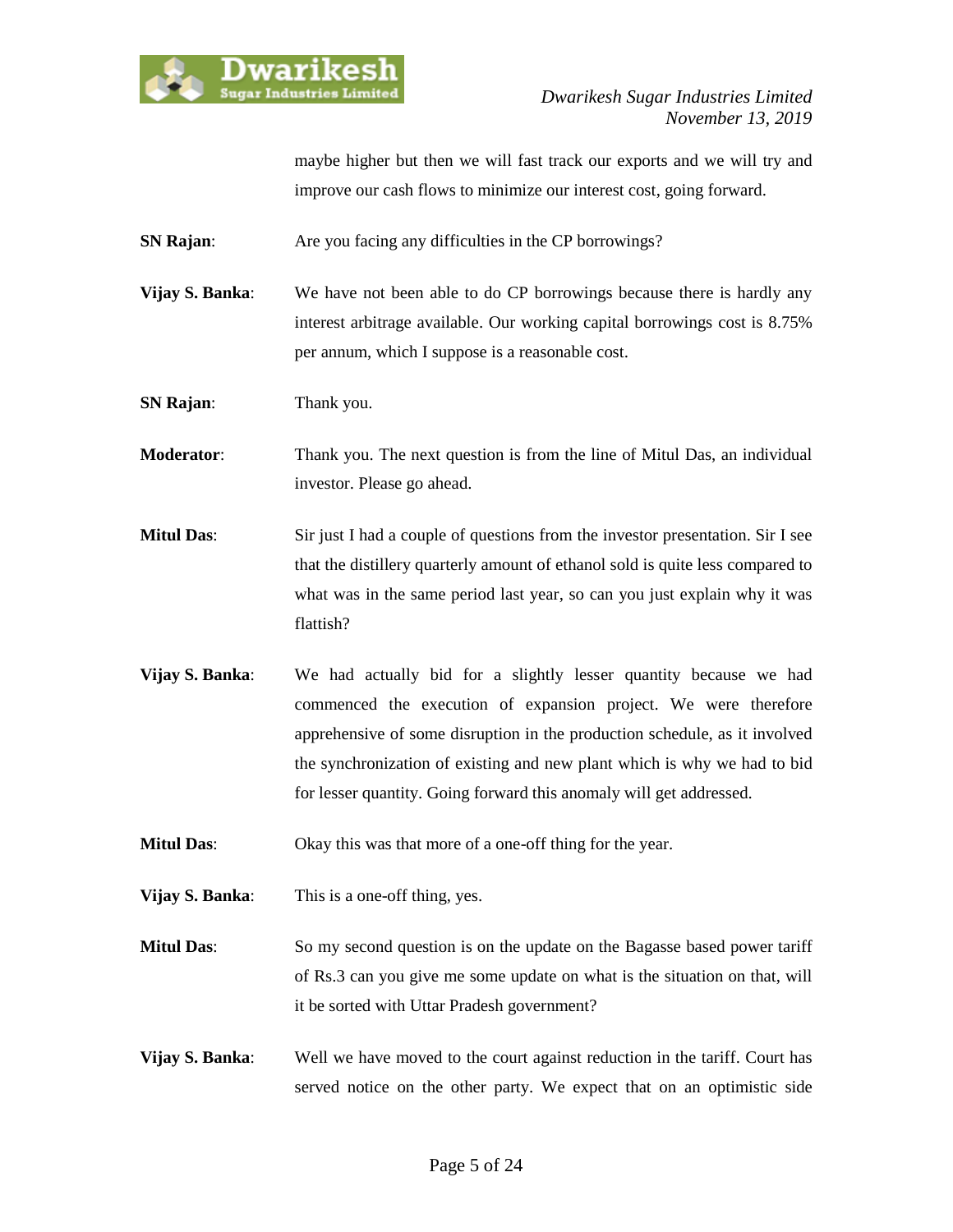maybe higher but then we will fast track our exports and we will try and improve our cash flows to minimize our interest cost, going forward.

**SN Rajan**: Are you facing any difficulties in the CP borrowings?

**Vijay S. Banka**: We have not been able to do CP borrowings because there is hardly any interest arbitrage available. Our working capital borrowings cost is 8.75% per annum, which I suppose is a reasonable cost.

**SN Rajan**: Thank you.

**Moderator**: Thank you. The next question is from the line of Mitul Das, an individual investor. Please go ahead.

**Mitul Das**: Sir just I had a couple of questions from the investor presentation. Sir I see that the distillery quarterly amount of ethanol sold is quite less compared to what was in the same period last year, so can you just explain why it was flattish?

**Vijay S. Banka**: We had actually bid for a slightly lesser quantity because we had commenced the execution of expansion project. We were therefore apprehensive of some disruption in the production schedule, as it involved the synchronization of existing and new plant which is why we had to bid for lesser quantity. Going forward this anomaly will get addressed.

**Mitul Das**: Okay this was that more of a one-off thing for the year.

**Vijay S. Banka**: This is a one-off thing, yes.

**Mitul Das**: So my second question is on the update on the Bagasse based power tariff of Rs.3 can you give me some update on what is the situation on that, will it be sorted with Uttar Pradesh government?

**Vijay S. Banka**: Well we have moved to the court against reduction in the tariff. Court has served notice on the other party. We expect that on an optimistic side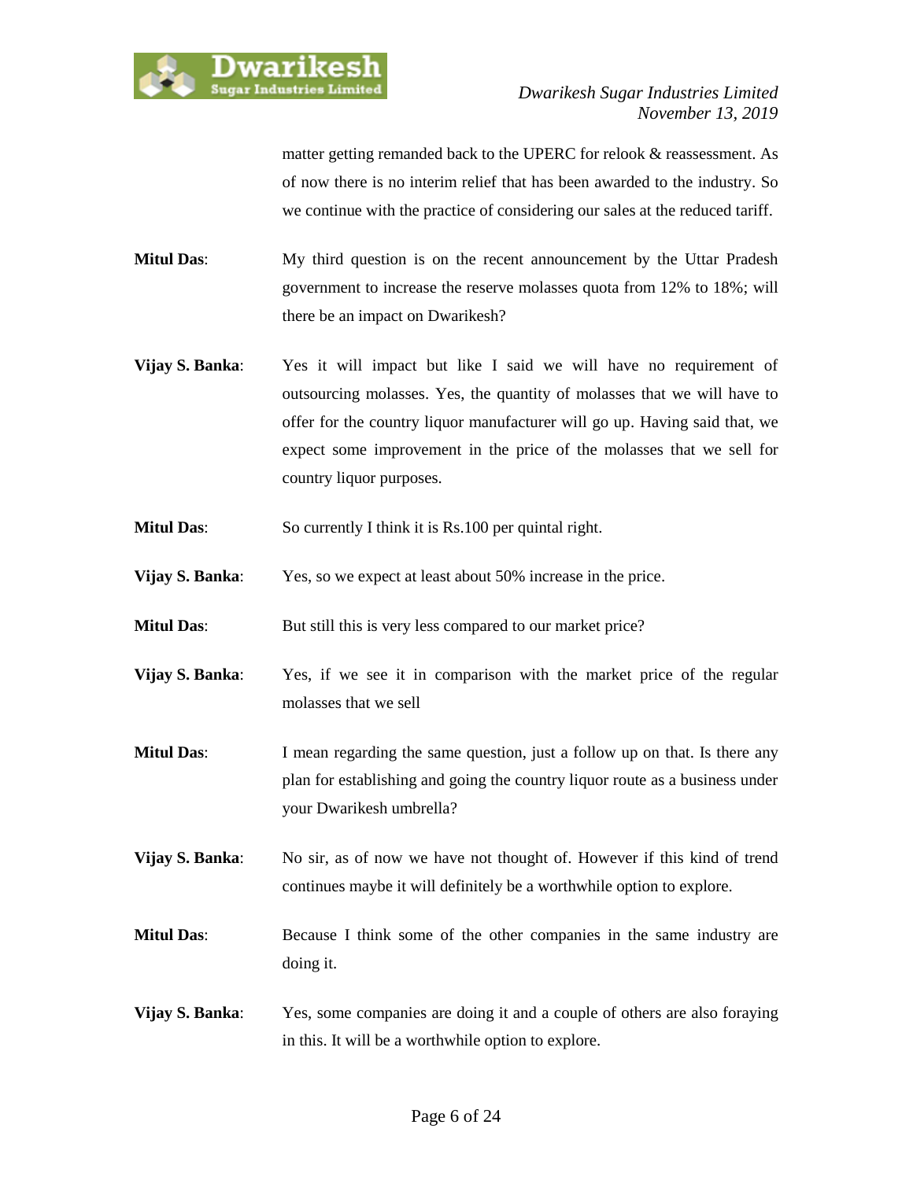matter getting remanded back to the UPERC for relook & reassessment. As of now there is no interim relief that has been awarded to the industry. So we continue with the practice of considering our sales at the reduced tariff.

**Mitul Das**: My third question is on the recent announcement by the Uttar Pradesh government to increase the reserve molasses quota from 12% to 18%; will there be an impact on Dwarikesh?

**Vijay S. Banka**: Yes it will impact but like I said we will have no requirement of outsourcing molasses. Yes, the quantity of molasses that we will have to offer for the country liquor manufacturer will go up. Having said that, we expect some improvement in the price of the molasses that we sell for country liquor purposes.

**Mitul Das**: So currently I think it is Rs.100 per quintal right.

**Vijay S. Banka**: Yes, so we expect at least about 50% increase in the price.

**Mitul Das**: But still this is very less compared to our market price?

**Vijay S. Banka**: Yes, if we see it in comparison with the market price of the regular molasses that we sell

**Mitul Das**: I mean regarding the same question, just a follow up on that. Is there any plan for establishing and going the country liquor route as a business under your Dwarikesh umbrella?

**Vijay S. Banka**: No sir, as of now we have not thought of. However if this kind of trend continues maybe it will definitely be a worthwhile option to explore.

**Mitul Das**: Because I think some of the other companies in the same industry are doing it.

**Vijay S. Banka**: Yes, some companies are doing it and a couple of others are also foraying in this. It will be a worthwhile option to explore.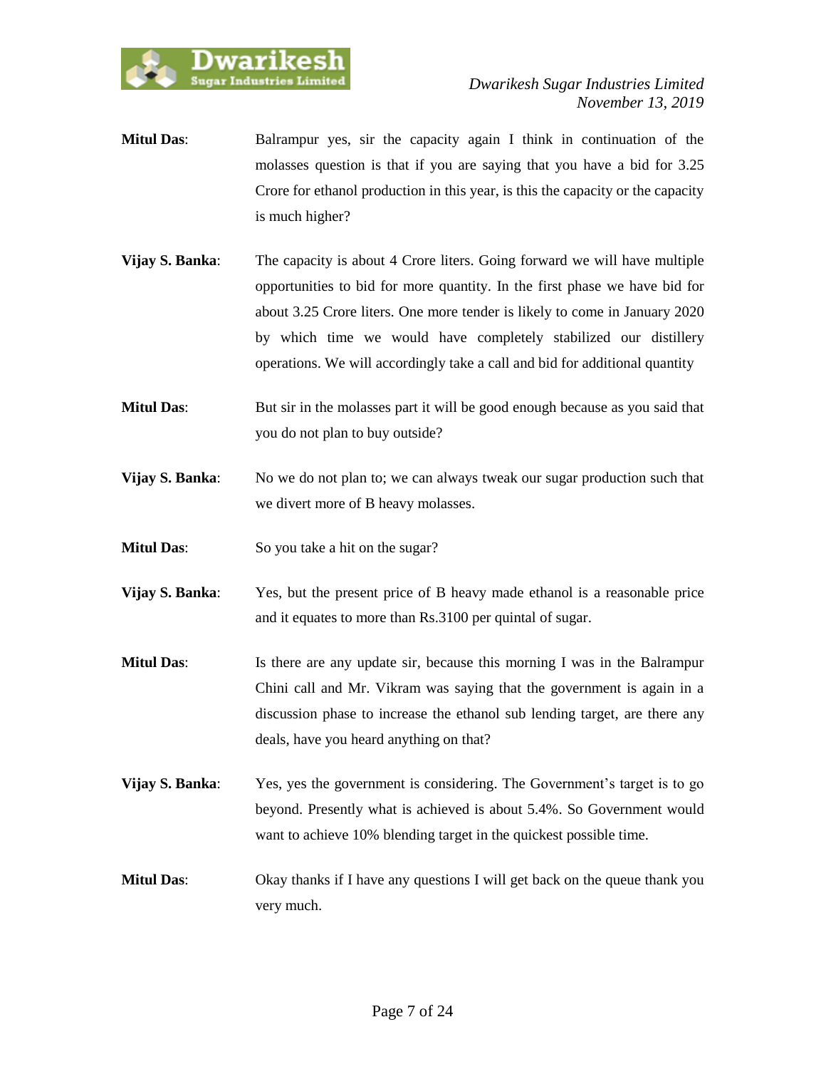**Mitul Das**: Balrampur yes, sir the capacity again I think in continuation of the molasses question is that if you are saying that you have a bid for 3.25 Crore for ethanol production in this year, is this the capacity or the capacity is much higher?

**Vijay S. Banka**: The capacity is about 4 Crore liters. Going forward we will have multiple opportunities to bid for more quantity. In the first phase we have bid for about 3.25 Crore liters. One more tender is likely to come in January 2020 by which time we would have completely stabilized our distillery operations. We will accordingly take a call and bid for additional quantity

**Mitul Das**: But sir in the molasses part it will be good enough because as you said that you do not plan to buy outside?

**Vijay S. Banka**: No we do not plan to; we can always tweak our sugar production such that we divert more of B heavy molasses.

**Mitul Das**: So you take a hit on the sugar?

**Vijay S. Banka**: Yes, but the present price of B heavy made ethanol is a reasonable price and it equates to more than Rs.3100 per quintal of sugar.

**Mitul Das**: Is there are any update sir, because this morning I was in the Balrampur Chini call and Mr. Vikram was saying that the government is again in a discussion phase to increase the ethanol sub lending target, are there any deals, have you heard anything on that?

**Vijay S. Banka**: Yes, yes the government is considering. The Government's target is to go beyond. Presently what is achieved is about 5.4%. So Government would want to achieve 10% blending target in the quickest possible time.

**Mitul Das**: Okay thanks if I have any questions I will get back on the queue thank you very much.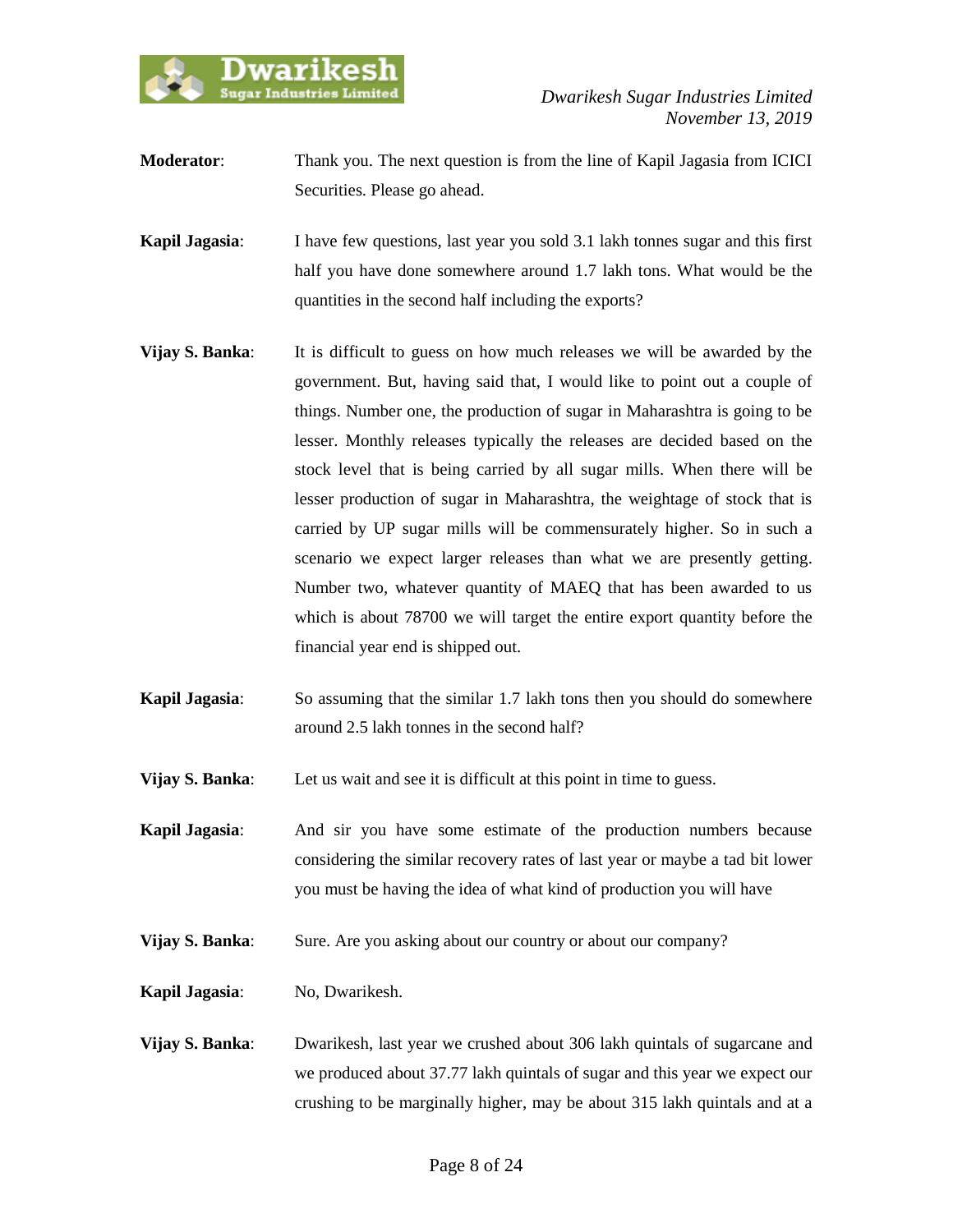**Moderator**: Thank you. The next question is from the line of Kapil Jagasia from ICICI Securities. Please go ahead.

**Kapil Jagasia**: I have few questions, last year you sold 3.1 lakh tonnes sugar and this first half you have done somewhere around 1.7 lakh tons. What would be the quantities in the second half including the exports?

**Vijay S. Banka**: It is difficult to guess on how much releases we will be awarded by the government. But, having said that, I would like to point out a couple of things. Number one, the production of sugar in Maharashtra is going to be lesser. Monthly releases typically the releases are decided based on the stock level that is being carried by all sugar mills. When there will be lesser production of sugar in Maharashtra, the weightage of stock that is carried by UP sugar mills will be commensurately higher. So in such a scenario we expect larger releases than what we are presently getting. Number two, whatever quantity of MAEQ that has been awarded to us which is about 78700 we will target the entire export quantity before the financial year end is shipped out.

**Kapil Jagasia**: So assuming that the similar 1.7 lakh tons then you should do somewhere around 2.5 lakh tonnes in the second half?

**Vijay S. Banka**: Let us wait and see it is difficult at this point in time to guess.

**Kapil Jagasia**: And sir you have some estimate of the production numbers because considering the similar recovery rates of last year or maybe a tad bit lower you must be having the idea of what kind of production you will have

**Vijay S. Banka**: Sure. Are you asking about our country or about our company?

**Kapil Jagasia**: No, Dwarikesh.

**Vijay S. Banka**: Dwarikesh, last year we crushed about 306 lakh quintals of sugarcane and we produced about 37.77 lakh quintals of sugar and this year we expect our crushing to be marginally higher, may be about 315 lakh quintals and at a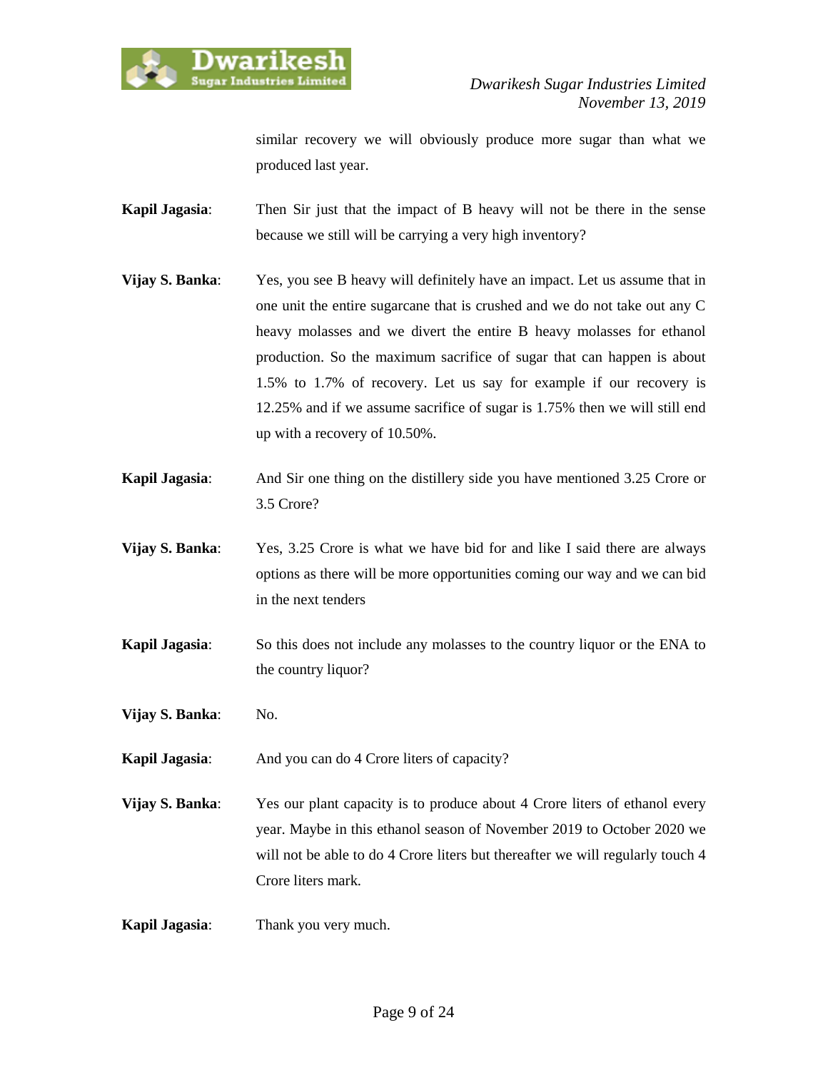similar recovery we will obviously produce more sugar than what we produced last year.

**Kapil Jagasia**: Then Sir just that the impact of B heavy will not be there in the sense because we still will be carrying a very high inventory?

**Vijay S. Banka**: Yes, you see B heavy will definitely have an impact. Let us assume that in one unit the entire sugarcane that is crushed and we do not take out any C heavy molasses and we divert the entire B heavy molasses for ethanol production. So the maximum sacrifice of sugar that can happen is about 1.5% to 1.7% of recovery. Let us say for example if our recovery is 12.25% and if we assume sacrifice of sugar is 1.75% then we will still end up with a recovery of 10.50%.

**Kapil Jagasia**: And Sir one thing on the distillery side you have mentioned 3.25 Crore or 3.5 Crore?

**Vijay S. Banka**: Yes, 3.25 Crore is what we have bid for and like I said there are always options as there will be more opportunities coming our way and we can bid in the next tenders

**Kapil Jagasia**: So this does not include any molasses to the country liquor or the ENA to the country liquor?

**Vijay S. Banka**: No.

**Kapil Jagasia**: And you can do 4 Crore liters of capacity?

**Vijay S. Banka**: Yes our plant capacity is to produce about 4 Crore liters of ethanol every year. Maybe in this ethanol season of November 2019 to October 2020 we will not be able to do 4 Crore liters but thereafter we will regularly touch 4 Crore liters mark.

**Kapil Jagasia**: Thank you very much.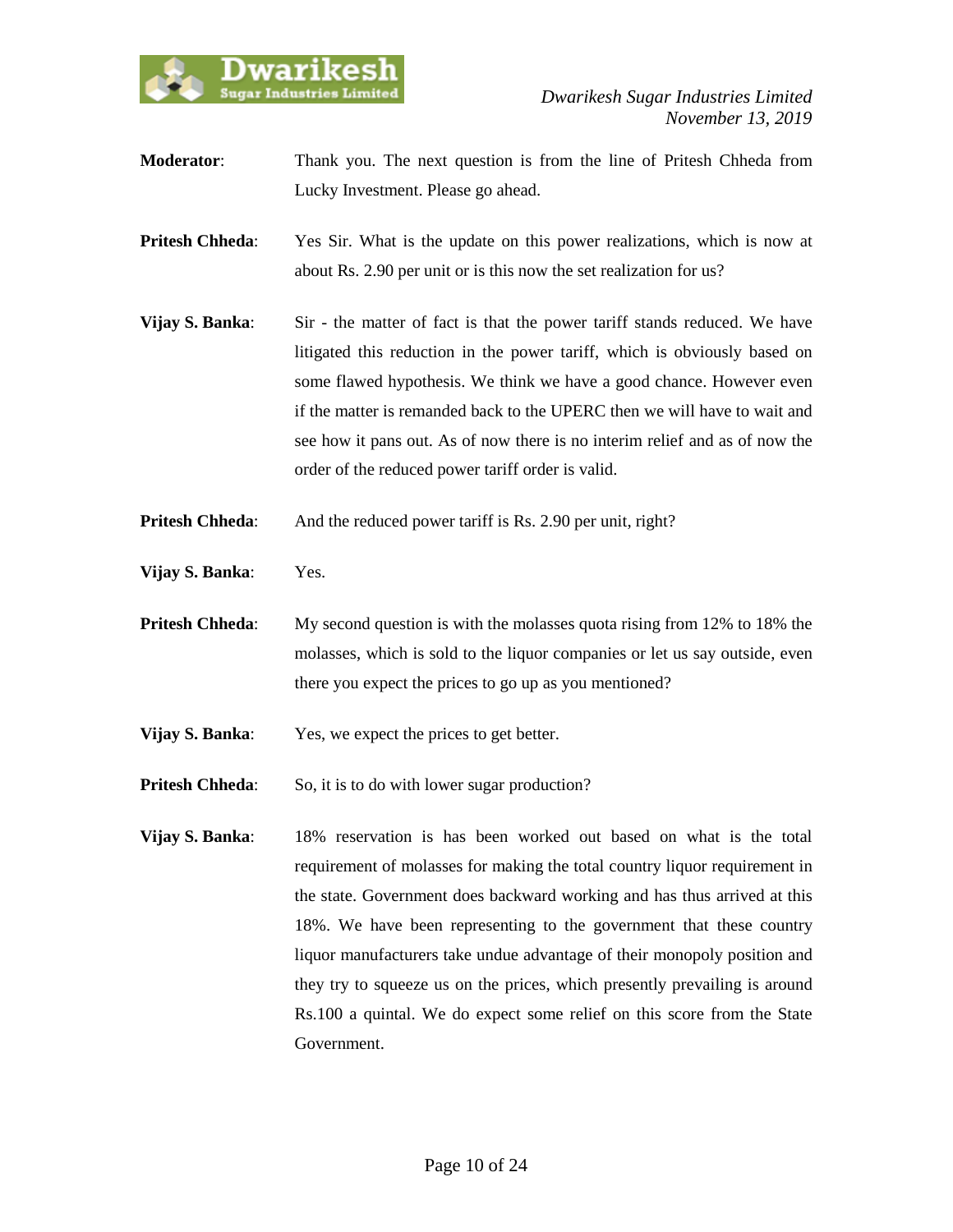**Moderator**: Thank you. The next question is from the line of Pritesh Chheda from Lucky Investment. Please go ahead.

**Pritesh Chheda**: Yes Sir. What is the update on this power realizations, which is now at about Rs. 2.90 per unit or is this now the set realization for us?

**Vijay S. Banka**: Sir - the matter of fact is that the power tariff stands reduced. We have litigated this reduction in the power tariff, which is obviously based on some flawed hypothesis. We think we have a good chance. However even if the matter is remanded back to the UPERC then we will have to wait and see how it pans out. As of now there is no interim relief and as of now the order of the reduced power tariff order is valid.

**Pritesh Chheda**: And the reduced power tariff is Rs. 2.90 per unit, right?

**Vijay S. Banka**: Yes.

**Pritesh Chheda**: My second question is with the molasses quota rising from 12% to 18% the molasses, which is sold to the liquor companies or let us say outside, even there you expect the prices to go up as you mentioned?

**Vijay S. Banka**: Yes, we expect the prices to get better.

**Pritesh Chheda**: So, it is to do with lower sugar production?

**Vijay S. Banka**: 18% reservation is has been worked out based on what is the total requirement of molasses for making the total country liquor requirement in the state. Government does backward working and has thus arrived at this 18%. We have been representing to the government that these country liquor manufacturers take undue advantage of their monopoly position and they try to squeeze us on the prices, which presently prevailing is around Rs.100 a quintal. We do expect some relief on this score from the State Government.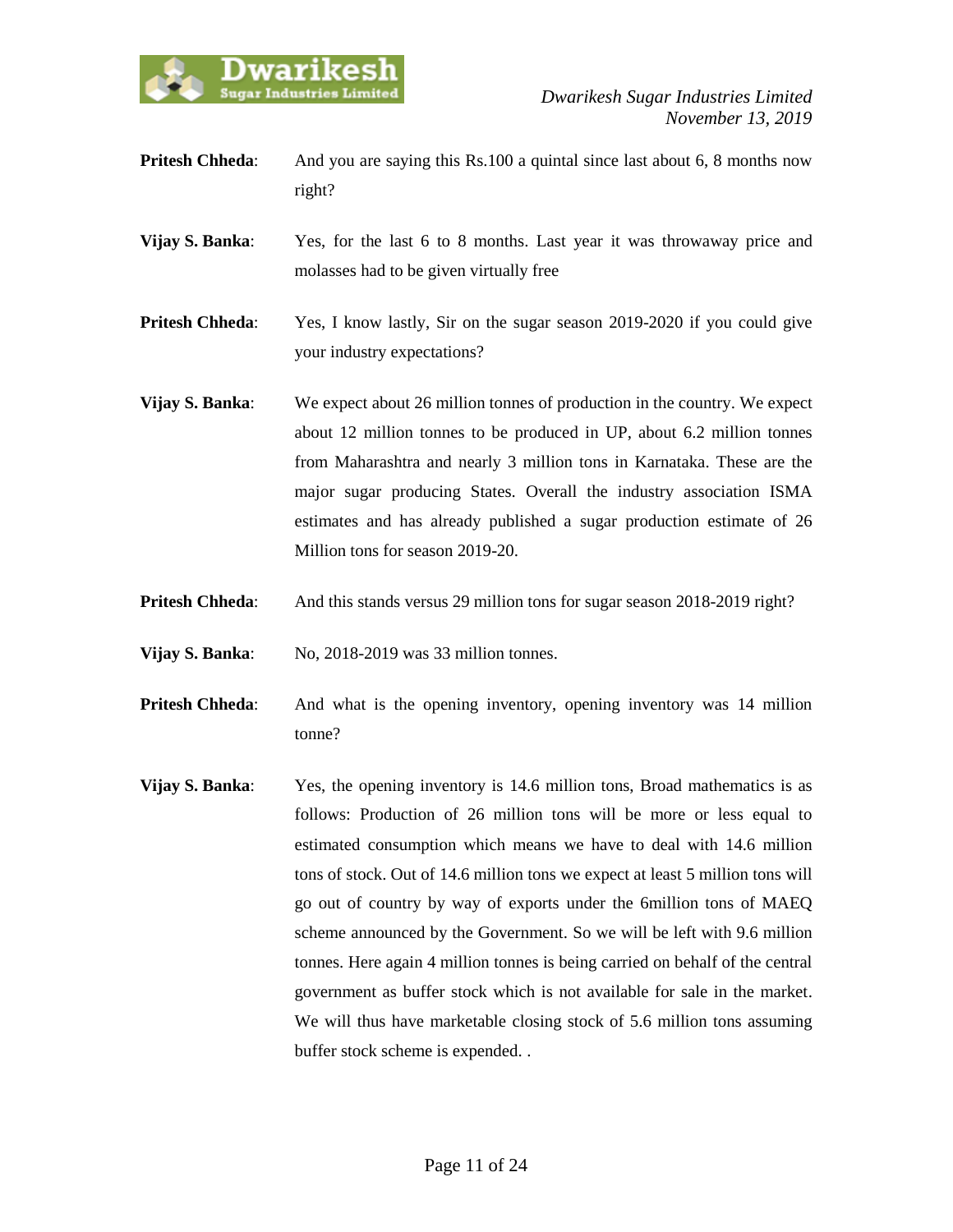**Pritesh Chheda**: And you are saying this Rs.100 a quintal since last about 6, 8 months now right?

**Vijay S. Banka**: Yes, for the last 6 to 8 months. Last year it was throwaway price and molasses had to be given virtually free

**Pritesh Chheda**: Yes, I know lastly, Sir on the sugar season 2019-2020 if you could give your industry expectations?

**Vijay S. Banka**: We expect about 26 million tonnes of production in the country. We expect about 12 million tonnes to be produced in UP, about 6.2 million tonnes from Maharashtra and nearly 3 million tons in Karnataka. These are the major sugar producing States. Overall the industry association ISMA estimates and has already published a sugar production estimate of 26 Million tons for season 2019-20.

**Pritesh Chheda**: And this stands versus 29 million tons for sugar season 2018-2019 right?

**Vijay S. Banka**: No, 2018-2019 was 33 million tonnes.

**Pritesh Chheda**: And what is the opening inventory, opening inventory was 14 million tonne?

**Vijay S. Banka**: Yes, the opening inventory is 14.6 million tons, Broad mathematics is as follows: Production of 26 million tons will be more or less equal to estimated consumption which means we have to deal with 14.6 million tons of stock. Out of 14.6 million tons we expect at least 5 million tons will go out of country by way of exports under the 6million tons of MAEQ scheme announced by the Government. So we will be left with 9.6 million tonnes. Here again 4 million tonnes is being carried on behalf of the central government as buffer stock which is not available for sale in the market. We will thus have marketable closing stock of 5.6 million tons assuming buffer stock scheme is expended. .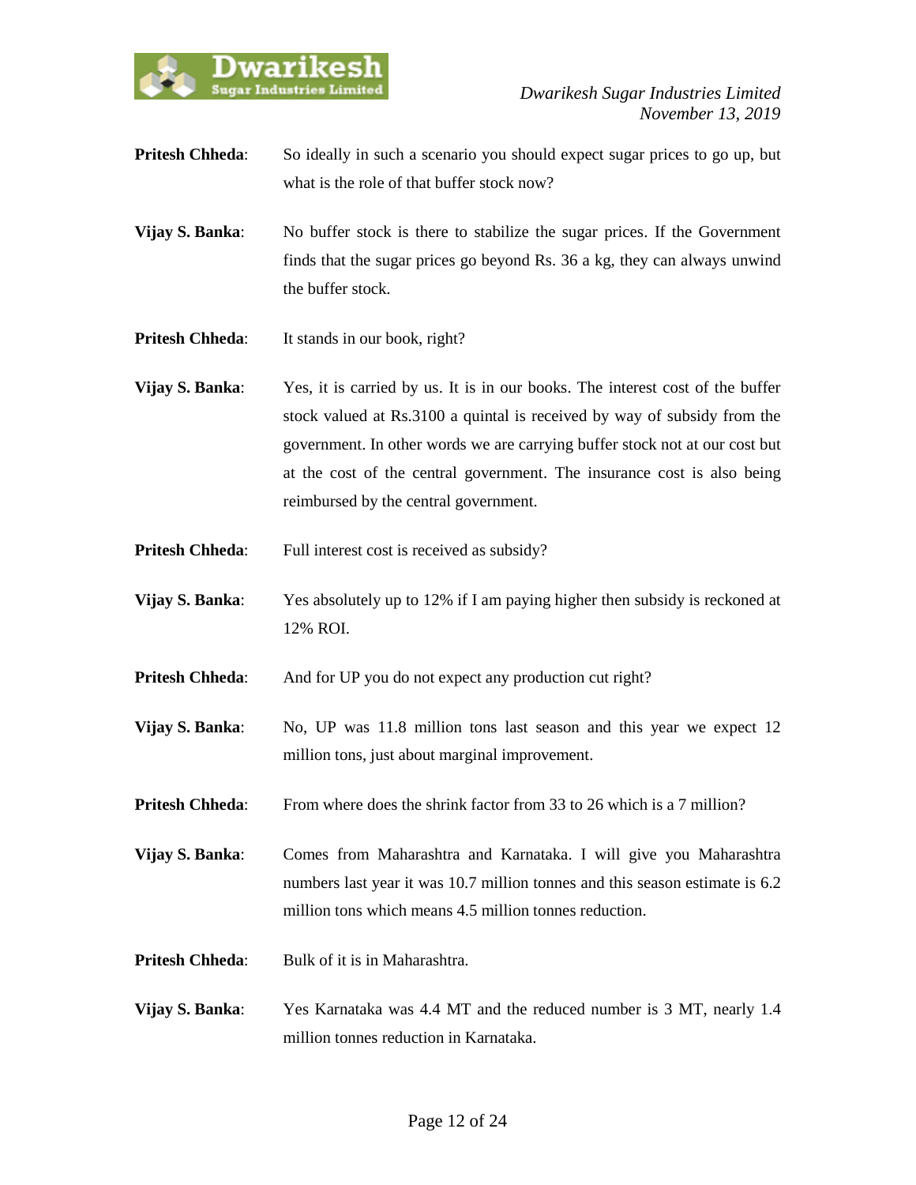**Pritesh Chheda**: So ideally in such a scenario you should expect sugar prices to go up, but what is the role of that buffer stock now?

**Vijay S. Banka**: No buffer stock is there to stabilize the sugar prices. If the Government finds that the sugar prices go beyond Rs. 36 a kg, they can always unwind the buffer stock.

**Pritesh Chheda**: It stands in our book, right?

**Vijay S. Banka**: Yes, it is carried by us. It is in our books. The interest cost of the buffer stock valued at Rs.3100 a quintal is received by way of subsidy from the government. In other words we are carrying buffer stock not at our cost but at the cost of the central government. The insurance cost is also being reimbursed by the central government.

**Pritesh Chheda**: Full interest cost is received as subsidy?

**Vijay S. Banka**: Yes absolutely up to 12% if I am paying higher then subsidy is reckoned at 12% ROI.

**Pritesh Chheda**: And for UP you do not expect any production cut right?

**Vijay S. Banka**: No, UP was 11.8 million tons last season and this year we expect 12 million tons, just about marginal improvement.

**Pritesh Chheda**: From where does the shrink factor from 33 to 26 which is a 7 million?

**Vijay S. Banka**: Comes from Maharashtra and Karnataka. I will give you Maharashtra numbers last year it was 10.7 million tonnes and this season estimate is 6.2 million tons which means 4.5 million tonnes reduction.

**Pritesh Chheda**: Bulk of it is in Maharashtra.

**Vijay S. Banka**: Yes Karnataka was 4.4 MT and the reduced number is 3 MT, nearly 1.4 million tonnes reduction in Karnataka.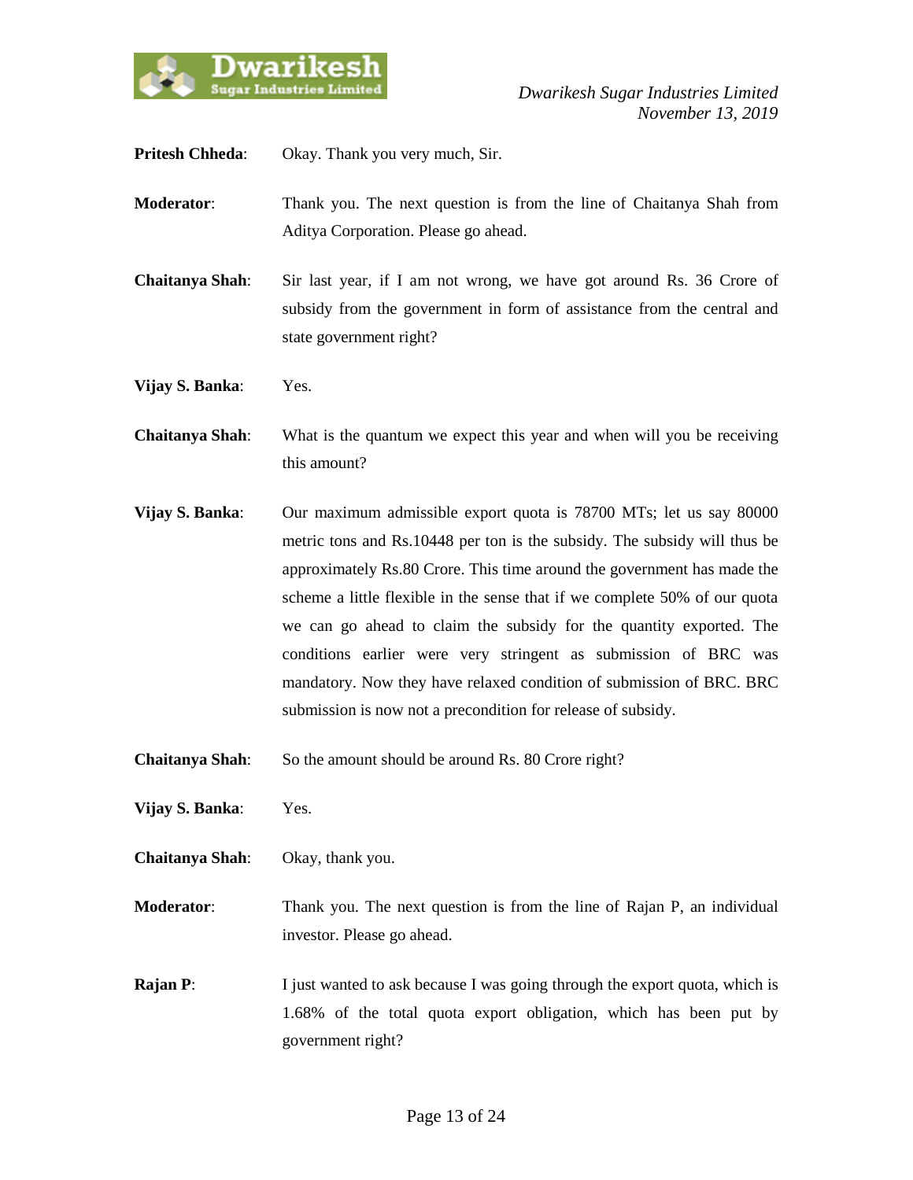**Pritesh Chheda**: Okay. Thank you very much, Sir.

**Moderator**: Thank you. The next question is from the line of Chaitanya Shah from Aditya Corporation. Please go ahead.

**Chaitanya Shah**: Sir last year, if I am not wrong, we have got around Rs. 36 Crore of subsidy from the government in form of assistance from the central and state government right?

**Vijay S. Banka**: Yes.

**Chaitanya Shah**: What is the quantum we expect this year and when will you be receiving this amount?

**Vijay S. Banka**: Our maximum admissible export quota is 78700 MTs; let us say 80000 metric tons and Rs.10448 per ton is the subsidy. The subsidy will thus be approximately Rs.80 Crore. This time around the government has made the scheme a little flexible in the sense that if we complete 50% of our quota we can go ahead to claim the subsidy for the quantity exported. The conditions earlier were very stringent as submission of BRC was mandatory. Now they have relaxed condition of submission of BRC. BRC submission is now not a precondition for release of subsidy.

**Chaitanya Shah**: So the amount should be around Rs. 80 Crore right?

**Vijay S. Banka**: Yes.

**Chaitanya Shah**: Okay, thank you.

**Moderator**: Thank you. The next question is from the line of Rajan P, an individual investor. Please go ahead.

**Rajan P**: I just wanted to ask because I was going through the export quota, which is 1.68% of the total quota export obligation, which has been put by government right?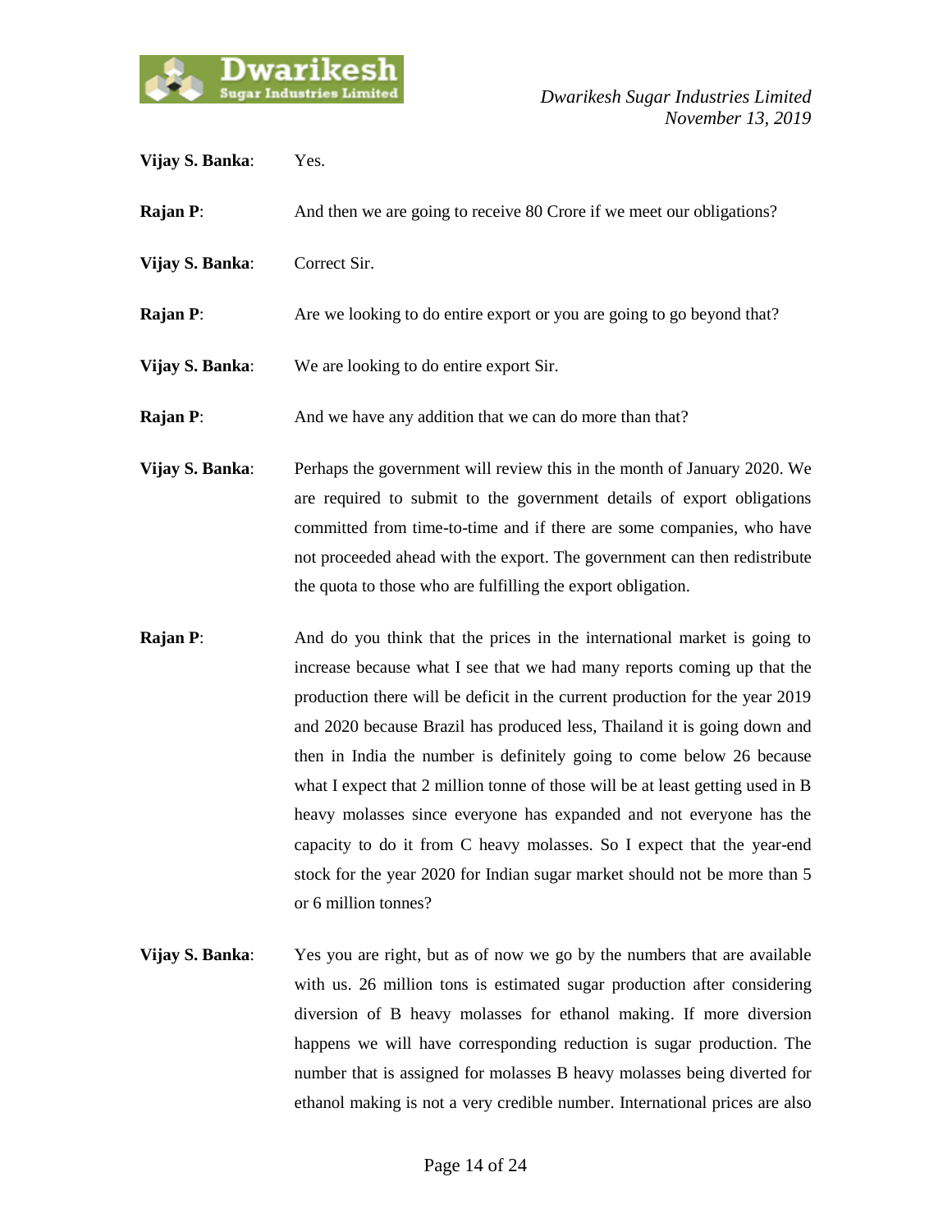**Vijay S. Banka**: Yes.

**Rajan P**: And then we are going to receive 80 Crore if we meet our obligations?

**Vijay S. Banka**: Correct Sir.

**Rajan P**: Are we looking to do entire export or you are going to go beyond that?

**Vijay S. Banka**: We are looking to do entire export Sir.

**Rajan P**: And we have any addition that we can do more than that?

**Vijay S. Banka**: Perhaps the government will review this in the month of January 2020. We are required to submit to the government details of export obligations committed from time-to-time and if there are some companies, who have not proceeded ahead with the export. The government can then redistribute the quota to those who are fulfilling the export obligation.

**Rajan P**: And do you think that the prices in the international market is going to increase because what I see that we had many reports coming up that the production there will be deficit in the current production for the year 2019 and 2020 because Brazil has produced less, Thailand it is going down and then in India the number is definitely going to come below 26 because what I expect that 2 million tonne of those will be at least getting used in B heavy molasses since everyone has expanded and not everyone has the capacity to do it from C heavy molasses. So I expect that the year-end stock for the year 2020 for Indian sugar market should not be more than 5 or 6 million tonnes?

**Vijay S. Banka**: Yes you are right, but as of now we go by the numbers that are available with us. 26 million tons is estimated sugar production after considering diversion of B heavy molasses for ethanol making. If more diversion happens we will have corresponding reduction is sugar production. The number that is assigned for molasses B heavy molasses being diverted for ethanol making is not a very credible number. International prices are also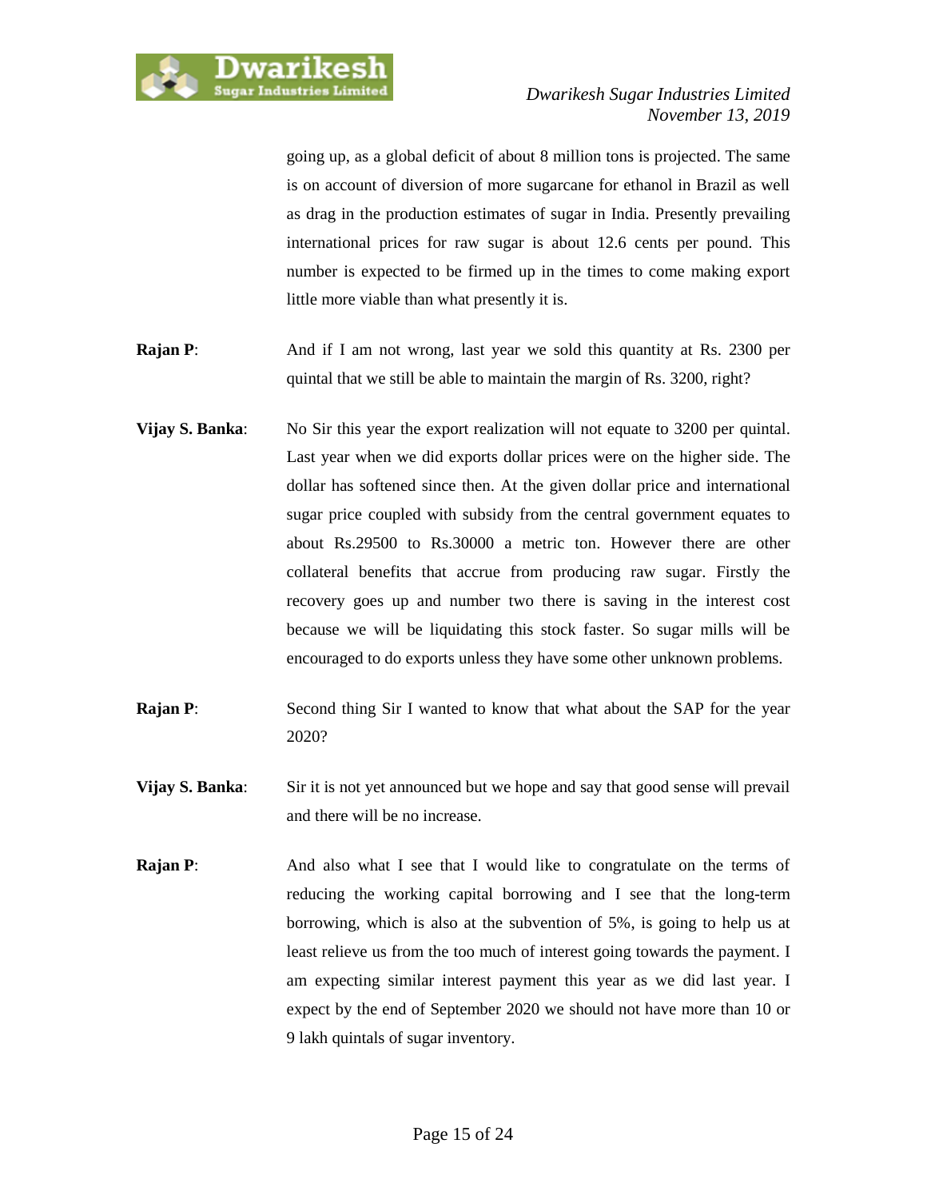going up, as a global deficit of about 8 million tons is projected. The same is on account of diversion of more sugarcane for ethanol in Brazil as well as drag in the production estimates of sugar in India. Presently prevailing international prices for raw sugar is about 12.6 cents per pound. This number is expected to be firmed up in the times to come making export little more viable than what presently it is.

**Rajan P**: And if I am not wrong, last year we sold this quantity at Rs. 2300 per quintal that we still be able to maintain the margin of Rs. 3200, right?

**Vijay S. Banka**: No Sir this year the export realization will not equate to 3200 per quintal. Last year when we did exports dollar prices were on the higher side. The dollar has softened since then. At the given dollar price and international sugar price coupled with subsidy from the central government equates to about Rs.29500 to Rs.30000 a metric ton. However there are other collateral benefits that accrue from producing raw sugar. Firstly the recovery goes up and number two there is saving in the interest cost because we will be liquidating this stock faster. So sugar mills will be encouraged to do exports unless they have some other unknown problems.

**Rajan P**: Second thing Sir I wanted to know that what about the SAP for the year 2020?

**Vijay S. Banka**: Sir it is not yet announced but we hope and say that good sense will prevail and there will be no increase.

**Rajan P**: And also what I see that I would like to congratulate on the terms of reducing the working capital borrowing and I see that the long-term borrowing, which is also at the subvention of 5%, is going to help us at least relieve us from the too much of interest going towards the payment. I am expecting similar interest payment this year as we did last year. I expect by the end of September 2020 we should not have more than 10 or 9 lakh quintals of sugar inventory.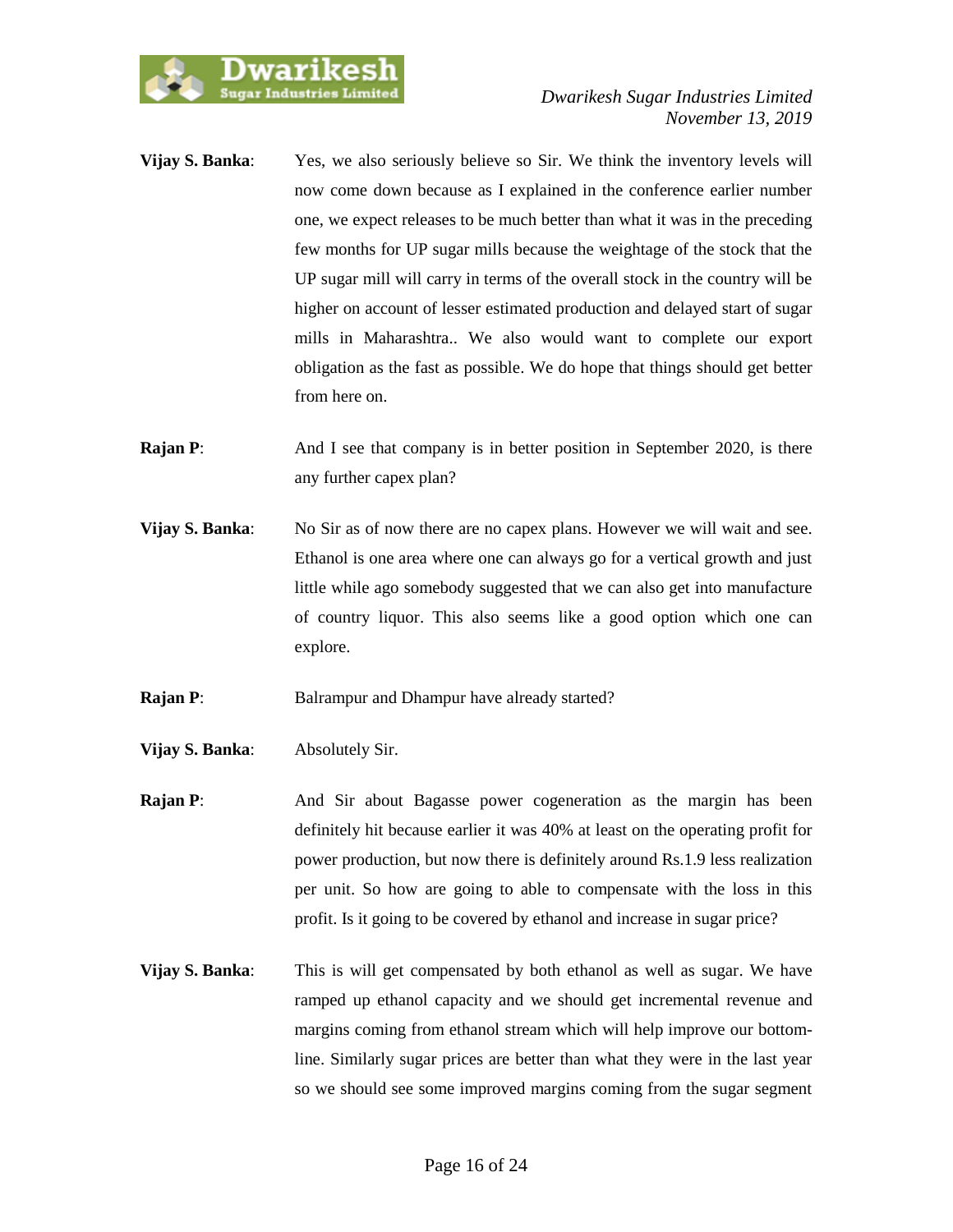**Vijay S. Banka**: Yes, we also seriously believe so Sir. We think the inventory levels will now come down because as I explained in the conference earlier number one, we expect releases to be much better than what it was in the preceding few months for UP sugar mills because the weightage of the stock that the UP sugar mill will carry in terms of the overall stock in the country will be higher on account of lesser estimated production and delayed start of sugar mills in Maharashtra.. We also would want to complete our export obligation as the fast as possible. We do hope that things should get better from here on.

**Rajan P**: And I see that company is in better position in September 2020, is there any further capex plan?

**Vijay S. Banka**: No Sir as of now there are no capex plans. However we will wait and see. Ethanol is one area where one can always go for a vertical growth and just little while ago somebody suggested that we can also get into manufacture of country liquor. This also seems like a good option which one can explore.

**Rajan P**: Balrampur and Dhampur have already started?

**Vijay S. Banka**: Absolutely Sir.

**Rajan P**: And Sir about Bagasse power cogeneration as the margin has been definitely hit because earlier it was 40% at least on the operating profit for power production, but now there is definitely around Rs.1.9 less realization per unit. So how are going to able to compensate with the loss in this profit. Is it going to be covered by ethanol and increase in sugar price?

**Vijay S. Banka**: This is will get compensated by both ethanol as well as sugar. We have ramped up ethanol capacity and we should get incremental revenue and margins coming from ethanol stream which will help improve our bottom-line. Similarly sugar prices are better than what they were in the last year so we should see some improved margins coming from the sugar segment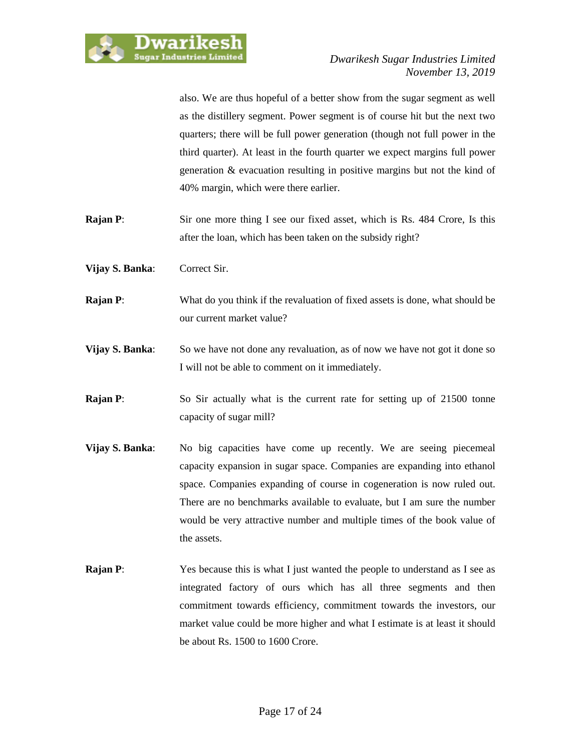also. We are thus hopeful of a better show from the sugar segment as well as the distillery segment. Power segment is of course hit but the next two quarters; there will be full power generation (though not full power in the third quarter). At least in the fourth quarter we expect margins full power generation & evacuation resulting in positive margins but not the kind of 40% margin, which were there earlier.

**Rajan P**: Sir one more thing I see our fixed asset, which is Rs. 484 Crore, Is this after the loan, which has been taken on the subsidy right?

**Vijay S. Banka**: Correct Sir.

**Rajan P**: What do you think if the revaluation of fixed assets is done, what should be our current market value?

**Vijay S. Banka**: So we have not done any revaluation, as of now we have not got it done so I will not be able to comment on it immediately.

**Rajan P**: So Sir actually what is the current rate for setting up of 21500 tonne capacity of sugar mill?

**Vijay S. Banka**: No big capacities have come up recently. We are seeing piecemeal capacity expansion in sugar space. Companies are expanding into ethanol space. Companies expanding of course in cogeneration is now ruled out. There are no benchmarks available to evaluate, but I am sure the number would be very attractive number and multiple times of the book value of the assets.

**Rajan P**: Yes because this is what I just wanted the people to understand as I see as integrated factory of ours which has all three segments and then commitment towards efficiency, commitment towards the investors, our market value could be more higher and what I estimate is at least it should be about Rs. 1500 to 1600 Crore.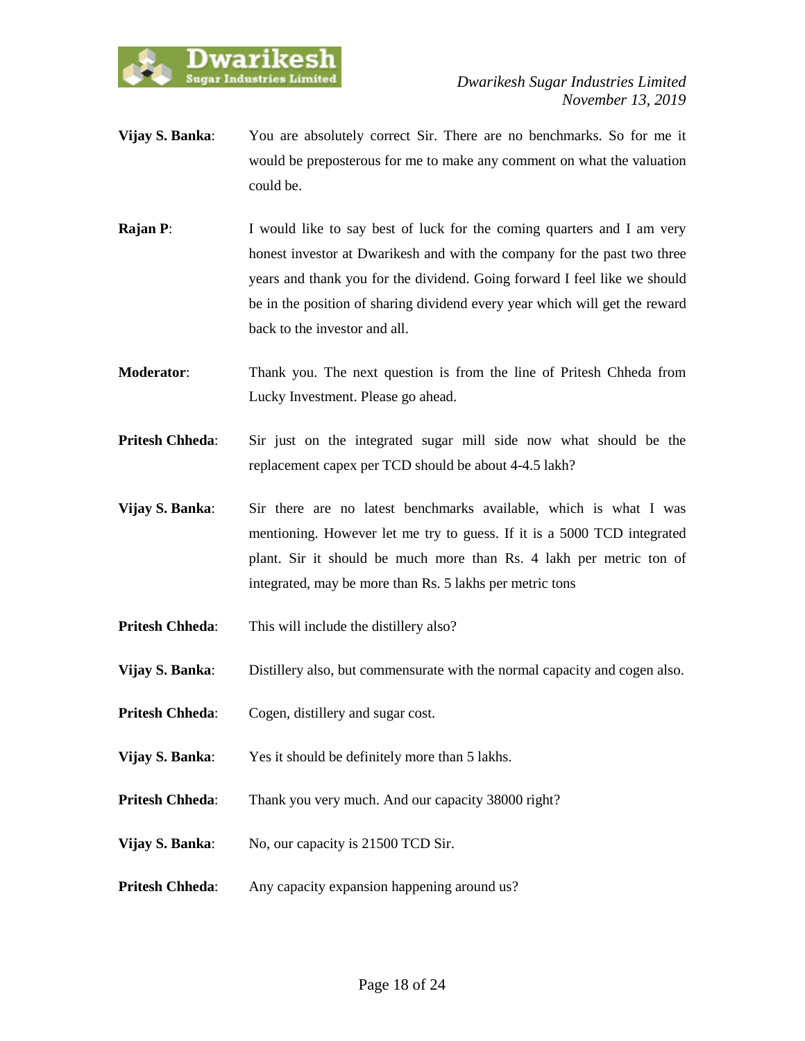**Vijay S. Banka**: You are absolutely correct Sir. There are no benchmarks. So for me it would be preposterous for me to make any comment on what the valuation could be.

**Rajan P**: I would like to say best of luck for the coming quarters and I am very honest investor at Dwarikesh and with the company for the past two three years and thank you for the dividend. Going forward I feel like we should be in the position of sharing dividend every year which will get the reward back to the investor and all.

**Moderator**: Thank you. The next question is from the line of Pritesh Chheda from Lucky Investment. Please go ahead.

**Pritesh Chheda**: Sir just on the integrated sugar mill side now what should be the replacement capex per TCD should be about 4-4.5 lakh?

**Vijay S. Banka**: Sir there are no latest benchmarks available, which is what I was mentioning. However let me try to guess. If it is a 5000 TCD integrated plant. Sir it should be much more than Rs. 4 lakh per metric ton of integrated, may be more than Rs. 5 lakhs per metric tons

**Pritesh Chheda**: This will include the distillery also?

**Vijay S. Banka**: Distillery also, but commensurate with the normal capacity and cogen also.

**Pritesh Chheda**: Cogen, distillery and sugar cost.

**Vijay S. Banka**: Yes it should be definitely more than 5 lakhs.

**Pritesh Chheda**: Thank you very much. And our capacity 38000 right?

**Vijay S. Banka**: No, our capacity is 21500 TCD Sir.

**Pritesh Chheda**: Any capacity expansion happening around us?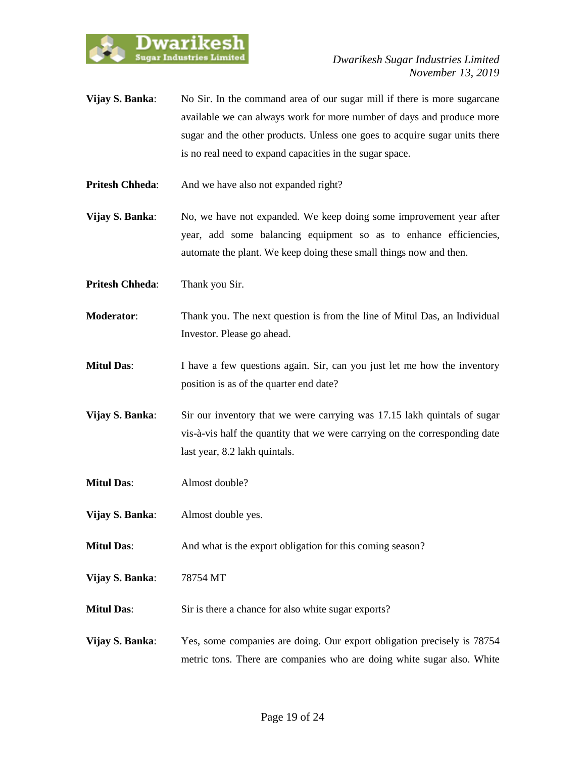**Vijay S. Banka**: No Sir. In the command area of our sugar mill if there is more sugarcane available we can always work for more number of days and produce more sugar and the other products. Unless one goes to acquire sugar units there is no real need to expand capacities in the sugar space.

**Pritesh Chheda**: And we have also not expanded right?

**Vijay S. Banka**: No, we have not expanded. We keep doing some improvement year after year, add some balancing equipment so as to enhance efficiencies, automate the plant. We keep doing these small things now and then.

**Pritesh Chheda**: Thank you Sir.

**Moderator**: Thank you. The next question is from the line of Mitul Das, an Individual Investor. Please go ahead.

**Mitul Das**: I have a few questions again. Sir, can you just let me how the inventory position is as of the quarter end date?

**Vijay S. Banka**: Sir our inventory that we were carrying was 17.15 lakh quintals of sugar vis-à-vis half the quantity that we were carrying on the corresponding date last year, 8.2 lakh quintals.

**Mitul Das**: Almost double?

**Vijay S. Banka**: Almost double yes.

**Mitul Das**: And what is the export obligation for this coming season?

**Vijay S. Banka**: 78754 MT

**Mitul Das**: Sir is there a chance for also white sugar exports?

**Vijay S. Banka**: Yes, some companies are doing. Our export obligation precisely is 78754 metric tons. There are companies who are doing white sugar also. White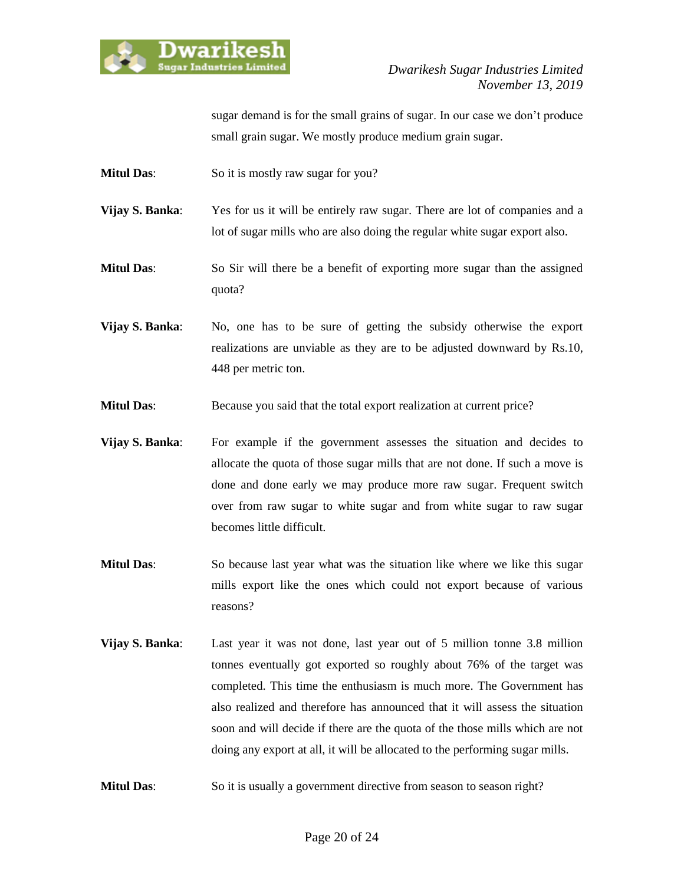sugar demand is for the small grains of sugar. In our case we don't produce small grain sugar. We mostly produce medium grain sugar.

**Mitul Das**: So it is mostly raw sugar for you?

**Vijay S. Banka**: Yes for us it will be entirely raw sugar. There are lot of companies and a lot of sugar mills who are also doing the regular white sugar export also.

**Mitul Das**: So Sir will there be a benefit of exporting more sugar than the assigned quota?

**Vijay S. Banka**: No, one has to be sure of getting the subsidy otherwise the export realizations are unviable as they are to be adjusted downward by Rs.10, 448 per metric ton.

**Mitul Das**: Because you said that the total export realization at current price?

**Vijay S. Banka**: For example if the government assesses the situation and decides to allocate the quota of those sugar mills that are not done. If such a move is done and done early we may produce more raw sugar. Frequent switch over from raw sugar to white sugar and from white sugar to raw sugar becomes little difficult.

**Mitul Das**: So because last year what was the situation like where we like this sugar mills export like the ones which could not export because of various reasons?

**Vijay S. Banka**: Last year it was not done, last year out of 5 million tonne 3.8 million tonnes eventually got exported so roughly about 76% of the target was completed. This time the enthusiasm is much more. The Government has also realized and therefore has announced that it will assess the situation soon and will decide if there are the quota of the those mills which are not doing any export at all, it will be allocated to the performing sugar mills.

**Mitul Das**: So it is usually a government directive from season to season right?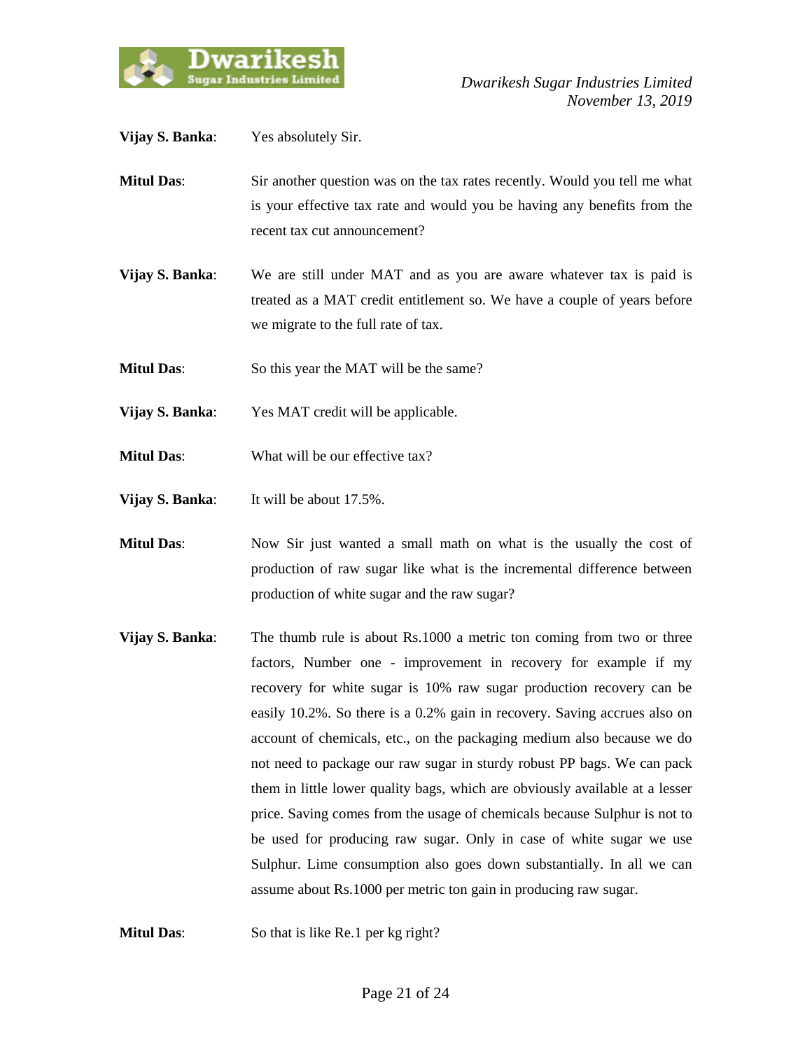**Vijay S. Banka**: Yes absolutely Sir.

**Mitul Das**: Sir another question was on the tax rates recently. Would you tell me what is your effective tax rate and would you be having any benefits from the recent tax cut announcement?

**Vijay S. Banka**: We are still under MAT and as you are aware whatever tax is paid is treated as a MAT credit entitlement so. We have a couple of years before we migrate to the full rate of tax.

**Mitul Das**: So this year the MAT will be the same?

**Vijay S. Banka**: Yes MAT credit will be applicable.

**Mitul Das**: What will be our effective tax?

**Vijay S. Banka**: It will be about 17.5%.

**Mitul Das**: Now Sir just wanted a small math on what is the usually the cost of production of raw sugar like what is the incremental difference between production of white sugar and the raw sugar?

**Vijay S. Banka**: The thumb rule is about Rs.1000 a metric ton coming from two or three factors, Number one - improvement in recovery for example if my recovery for white sugar is 10% raw sugar production recovery can be easily 10.2%. So there is a 0.2% gain in recovery. Saving accrues also on account of chemicals, etc., on the packaging medium also because we do not need to package our raw sugar in sturdy robust PP bags. We can pack them in little lower quality bags, which are obviously available at a lesser price. Saving comes from the usage of chemicals because Sulphur is not to be used for producing raw sugar. Only in case of white sugar we use Sulphur. Lime consumption also goes down substantially. In all we can assume about Rs.1000 per metric ton gain in producing raw sugar.

**Mitul Das**: So that is like Re.1 per kg right?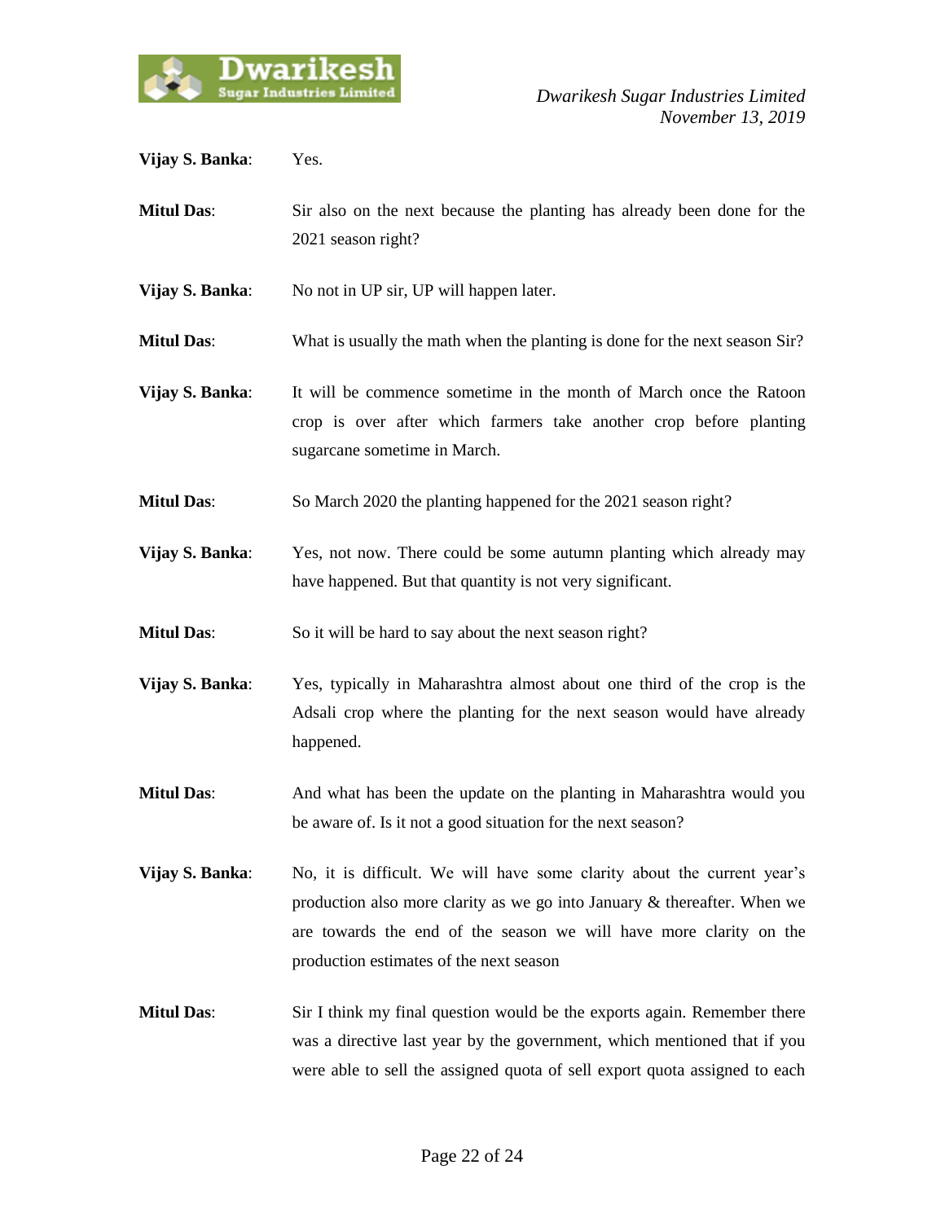**Vijay S. Banka**: Yes.

**Mitul Das**: Sir also on the next because the planting has already been done for the 2021 season right?

**Vijay S. Banka**: No not in UP sir, UP will happen later.

**Mitul Das**: What is usually the math when the planting is done for the next season Sir?

**Vijay S. Banka**: It will be commence sometime in the month of March once the Ratoon crop is over after which farmers take another crop before planting sugarcane sometime in March.

**Mitul Das**: So March 2020 the planting happened for the 2021 season right?

**Vijay S. Banka**: Yes, not now. There could be some autumn planting which already may have happened. But that quantity is not very significant.

**Mitul Das**: So it will be hard to say about the next season right?

**Vijay S. Banka**: Yes, typically in Maharashtra almost about one third of the crop is the Adsali crop where the planting for the next season would have already happened.

**Mitul Das**: And what has been the update on the planting in Maharashtra would you be aware of. Is it not a good situation for the next season?

**Vijay S. Banka**: No, it is difficult. We will have some clarity about the current year's production also more clarity as we go into January & thereafter. When we are towards the end of the season we will have more clarity on the production estimates of the next season

**Mitul Das**: Sir I think my final question would be the exports again. Remember there was a directive last year by the government, which mentioned that if you were able to sell the assigned quota of sell export quota assigned to each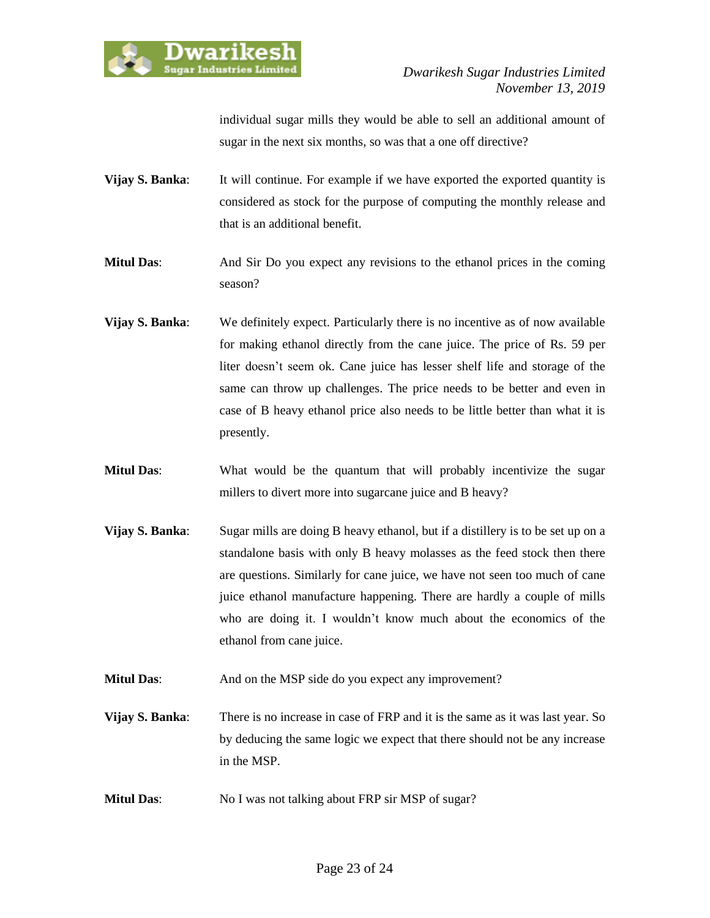individual sugar mills they would be able to sell an additional amount of sugar in the next six months, so was that a one off directive?

**Vijay S. Banka**: It will continue. For example if we have exported the exported quantity is considered as stock for the purpose of computing the monthly release and that is an additional benefit.

**Mitul Das**: And Sir Do you expect any revisions to the ethanol prices in the coming season?

**Vijay S. Banka**: We definitely expect. Particularly there is no incentive as of now available for making ethanol directly from the cane juice. The price of Rs. 59 per liter doesn't seem ok. Cane juice has lesser shelf life and storage of the same can throw up challenges. The price needs to be better and even in case of B heavy ethanol price also needs to be little better than what it is presently.

**Mitul Das**: What would be the quantum that will probably incentivize the sugar millers to divert more into sugarcane juice and B heavy?

**Vijay S. Banka**: Sugar mills are doing B heavy ethanol, but if a distillery is to be set up on a standalone basis with only B heavy molasses as the feed stock then there are questions. Similarly for cane juice, we have not seen too much of cane juice ethanol manufacture happening. There are hardly a couple of mills who are doing it. I wouldn't know much about the economics of the ethanol from cane juice.

**Mitul Das**: And on the MSP side do you expect any improvement?

**Vijay S. Banka**: There is no increase in case of FRP and it is the same as it was last year. So by deducing the same logic we expect that there should not be any increase in the MSP.

**Mitul Das**: No I was not talking about FRP sir MSP of sugar?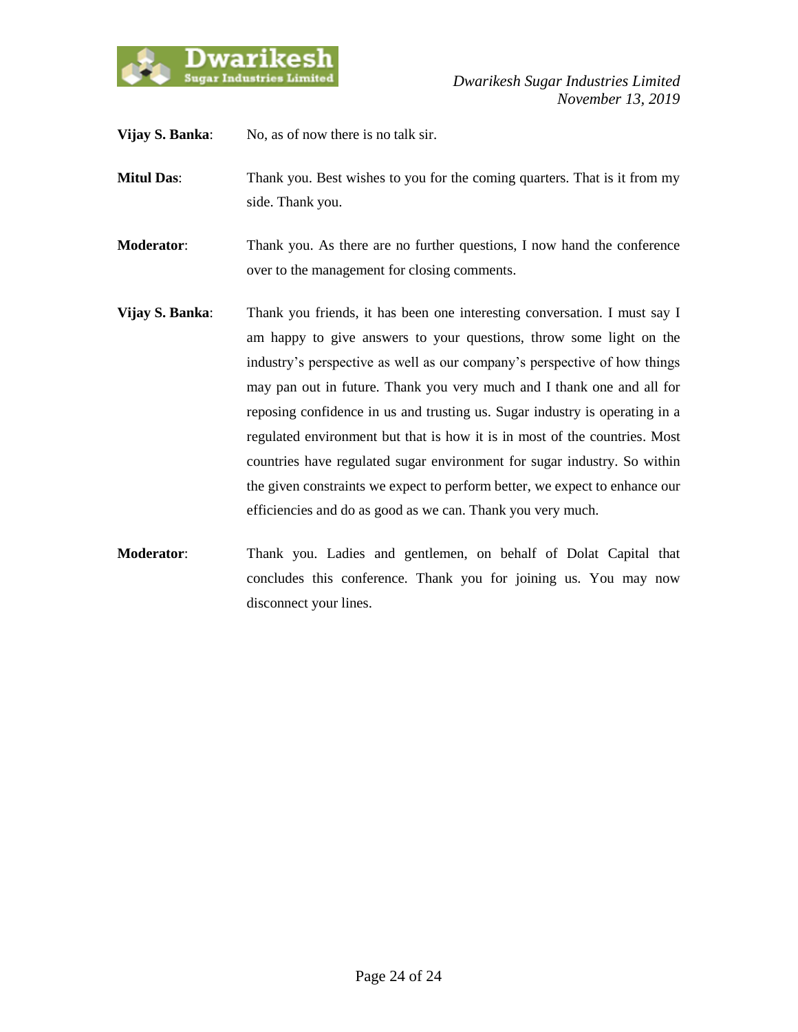**Vijay S. Banka**: No, as of now there is no talk sir.

**Mitul Das**: Thank you. Best wishes to you for the coming quarters. That is it from my side. Thank you.

**Moderator**: Thank you. As there are no further questions, I now hand the conference over to the management for closing comments.

**Vijay S. Banka**: Thank you friends, it has been one interesting conversation. I must say I am happy to give answers to your questions, throw some light on the industry's perspective as well as our company's perspective of how things may pan out in future. Thank you very much and I thank one and all for reposing confidence in us and trusting us. Sugar industry is operating in a regulated environment but that is how it is in most of the countries. Most countries have regulated sugar environment for sugar industry. So within the given constraints we expect to perform better, we expect to enhance our efficiencies and do as good as we can. Thank you very much.

**Moderator**: Thank you. Ladies and gentlemen, on behalf of Dolat Capital that concludes this conference. Thank you for joining us. You may now disconnect your lines.